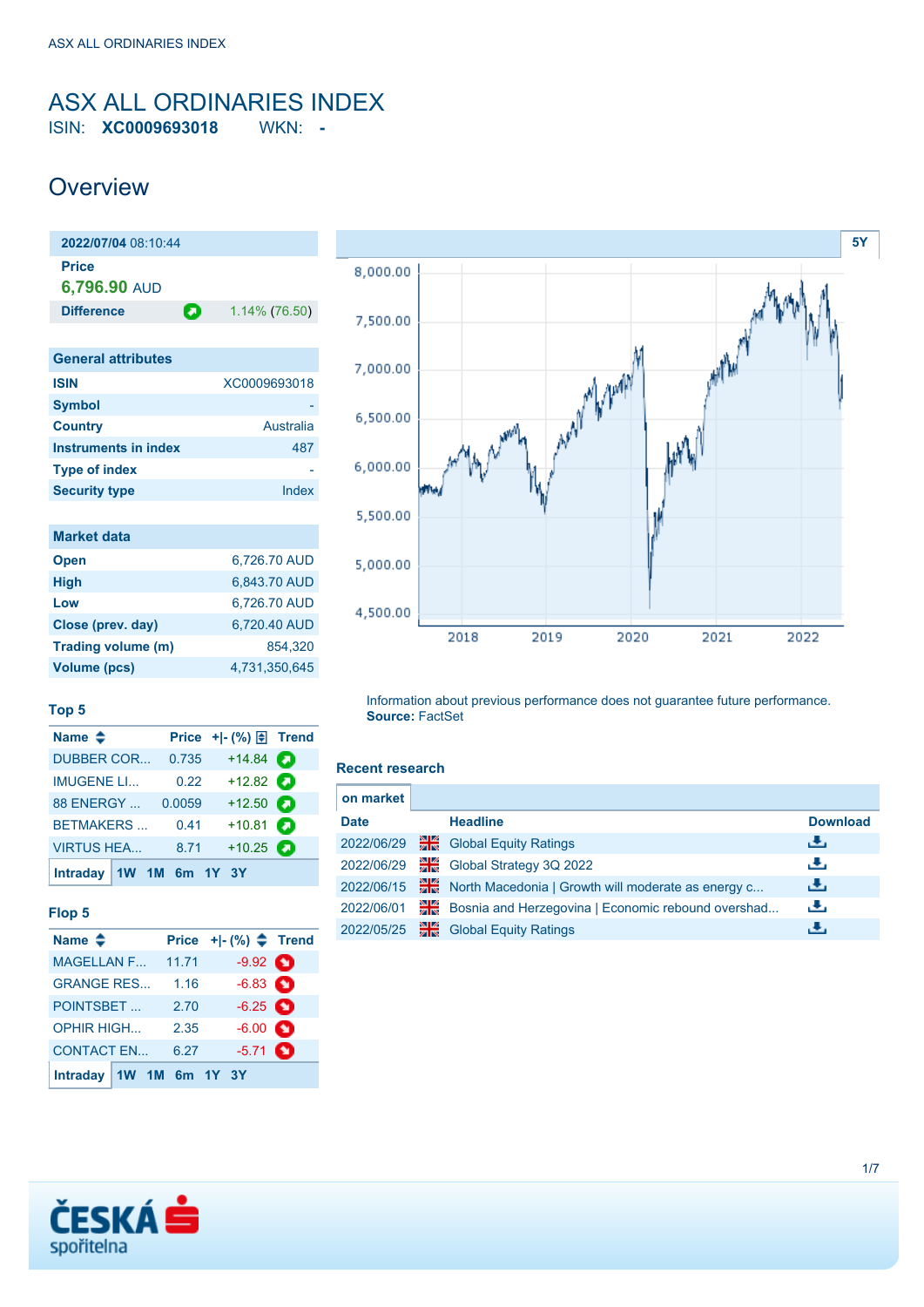# ASX ALL ORDINARIES INDEX

ISIN: **XC0009693018** WKN: **-**

## Overview

| 2022/07/04 08:10:44 | |
|---|---|
| **Price** | |
| **6,796.90** AUD | |
| **Difference** | 1.14% (76.50) |

| General attributes | |
|---|---|
| **ISIN** | XC0009693018 |
| **Symbol** | - |
| **Country** | Australia |
| **Instruments in index** | 487 |
| **Type of index** | - |
| **Security type** | Index |

| Market data | |
|---|---|
| **Open** | 6,726.70 AUD |
| **High** | 6,843.70 AUD |
| **Low** | 6,726.70 AUD |
| **Close (prev. day)** | 6,720.40 AUD |
| **Trading volume (m)** | 854,320 |
| **Volume (pcs)** | 4,731,350,645 |

5Y

Information about previous performance does not guarantee future performance.
**Source:** FactSet

### Top 5

| Name | Price | +\|- (%) | Trend |
|---|---|---|---|
| DUBBER COR... | 0.735 | +14.84 | |
| IMUGENE LI... | 0.22 | +12.82 | |
| 88 ENERGY ... | 0.0059 | +12.50 | |
| BETMAKERS ... | 0.41 | +10.81 | |
| VIRTUS HEA... | 8.71 | +10.25 | |

Intraday 1W 1M 6m 1Y 3Y

### Flop 5

| Name | Price | +\|- (%) | Trend |
|---|---|---|---|
| MAGELLAN F... | 11.71 | -9.92 | |
| GRANGE RES... | 1.16 | -6.83 | |
| POINTSBET ... | 2.70 | -6.25 | |
| OPHIR HIGH... | 2.35 | -6.00 | |
| CONTACT EN... | 6.27 | -5.71 | |

Intraday 1W 1M 6m 1Y 3Y

### Recent research

on market

| Date | Headline | Download |
|---|---|---|
| 2022/06/29 | Global Equity Ratings | |
| 2022/06/29 | Global Strategy 3Q 2022 | |
| 2022/06/15 | North Macedonia \| Growth will moderate as energy c... | |
| 2022/06/01 | Bosnia and Herzegovina \| Economic rebound overshad... | |
| 2022/05/25 | Global Equity Ratings | |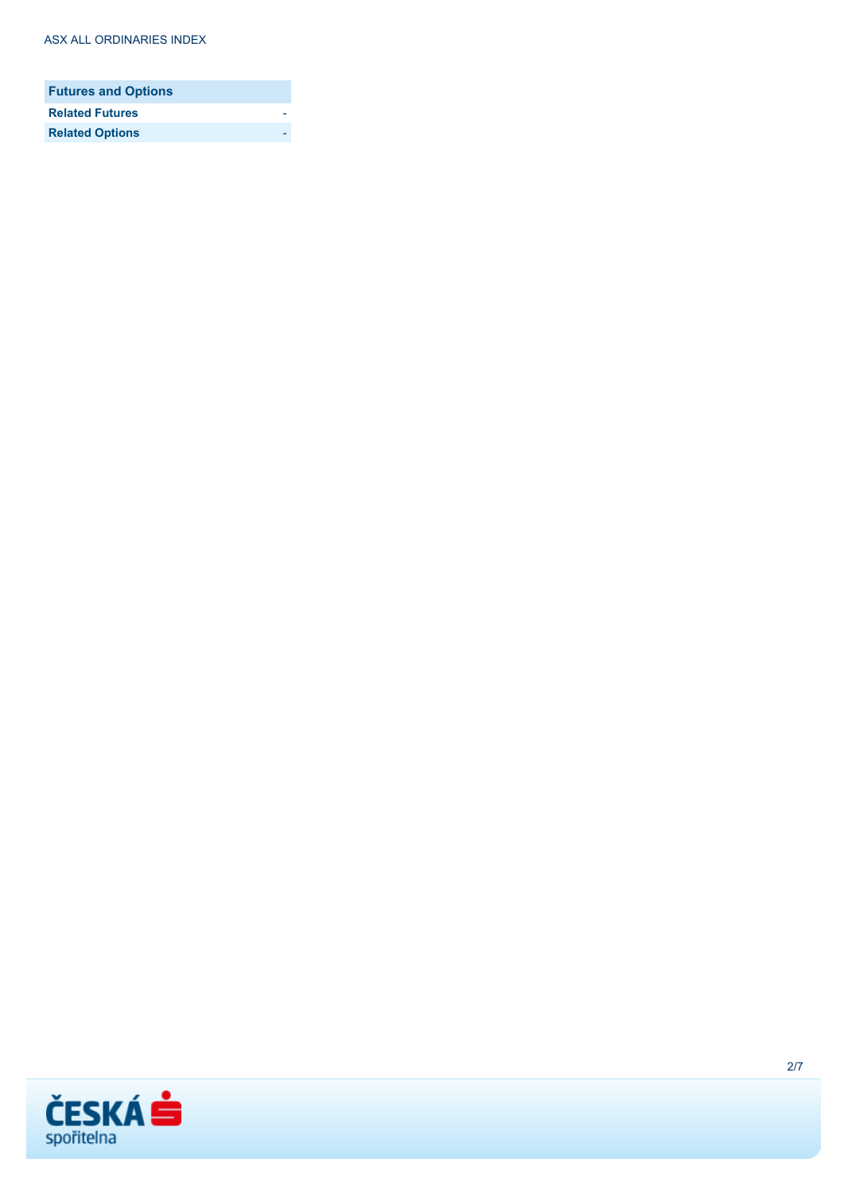| Futures and Options | |
|---|---|
| **Related Futures** | - |
| **Related Options** | - |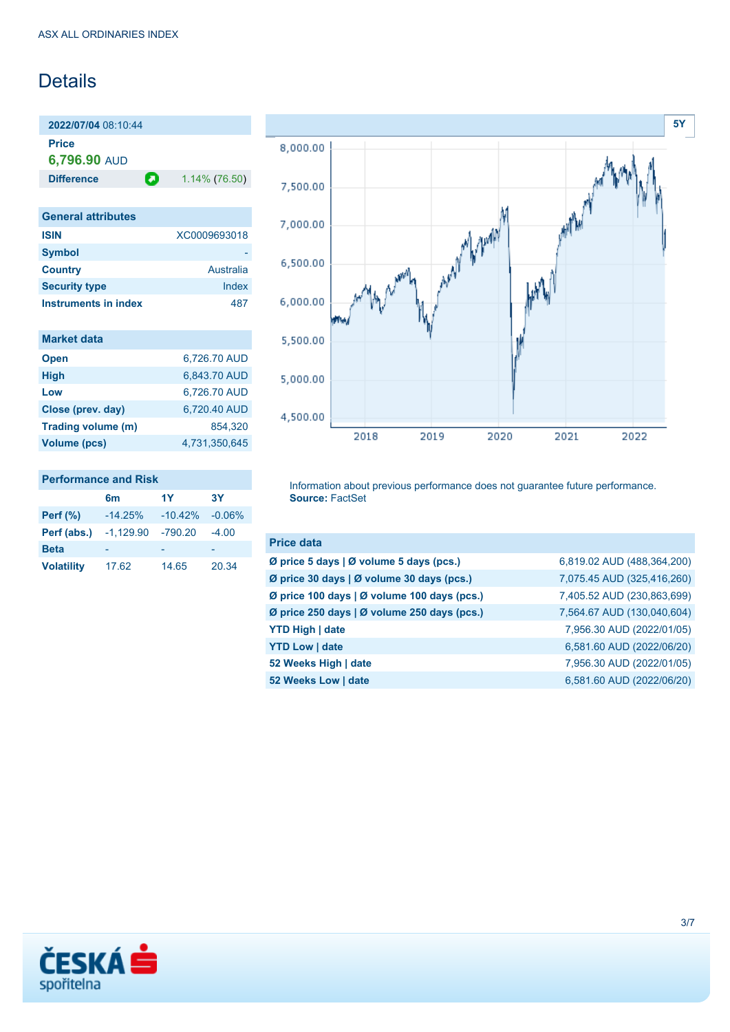ASX ALL ORDINARIES INDEX

# Details

**2022/07/04** 08:10:44

**Price**

**6,796.90** AUD

| **Difference** | 1.14% (76.50) |
|---|---|

| General attributes | |
|---|---|
| **ISIN** | XC0009693018 |
| **Symbol** | - |
| **Country** | Australia |
| **Security type** | Index |
| **Instruments in index** | 487 |

| Market data | |
|---|---|
| **Open** | 6,726.70 AUD |
| **High** | 6,843.70 AUD |
| **Low** | 6,726.70 AUD |
| **Close (prev. day)** | 6,720.40 AUD |
| **Trading volume (m)** | 854,320 |
| **Volume (pcs)** | 4,731,350,645 |

| Performance and Risk | 6m | 1Y | 3Y |
|---|---|---|---|
| **Perf (%)** | -14.25% | -10.42% | -0.06% |
| **Perf (abs.)** | -1,129.90 | -790.20 | -4.00 |
| **Beta** | - | - | - |
| **Volatility** | 17.62 | 14.65 | 20.34 |

Information about previous performance does not guarantee future performance.
**Source:** FactSet

| Price data | |
|---|---|
| **Ø price 5 days \| Ø volume 5 days (pcs.)** | 6,819.02 AUD (488,364,200) |
| **Ø price 30 days \| Ø volume 30 days (pcs.)** | 7,075.45 AUD (325,416,260) |
| **Ø price 100 days \| Ø volume 100 days (pcs.)** | 7,405.52 AUD (230,863,699) |
| **Ø price 250 days \| Ø volume 250 days (pcs.)** | 7,564.67 AUD (130,040,604) |
| **YTD High \| date** | 7,956.30 AUD (2022/01/05) |
| **YTD Low \| date** | 6,581.60 AUD (2022/06/20) |
| **52 Weeks High \| date** | 7,956.30 AUD (2022/01/05) |
| **52 Weeks Low \| date** | 6,581.60 AUD (2022/06/20) |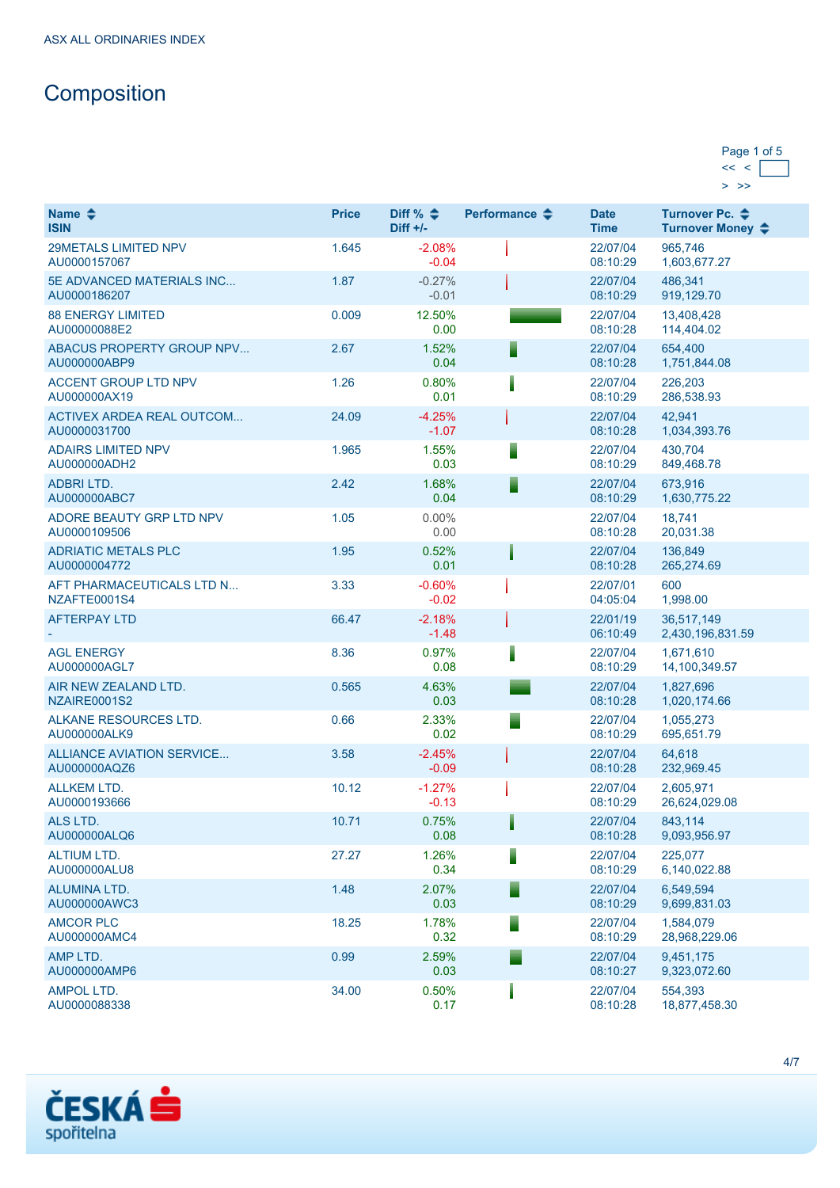ASX ALL ORDINARIES INDEX

# Composition

Page 1 of 5

<< <

\> >>

| Name<br>ISIN | Price | Diff %<br>Diff +/- | Performance | Date<br>Time | Turnover Pc.<br>Turnover Money |
|---|---|---|---|---|---|
| 29METALS LIMITED NPV<br>AU0000157067 | 1.645 | -2.08%<br>-0.04 | | 22/07/04<br>08:10:29 | 965,746<br>1,603,677.27 |
| 5E ADVANCED MATERIALS INC...<br>AU0000186207 | 1.87 | -0.27%<br>-0.01 | | 22/07/04<br>08:10:29 | 486,341<br>919,129.70 |
| 88 ENERGY LIMITED<br>AU00000088E2 | 0.009 | 12.50%<br>0.00 | | 22/07/04<br>08:10:28 | 13,408,428<br>114,404.02 |
| ABACUS PROPERTY GROUP NPV...<br>AU000000ABP9 | 2.67 | 1.52%<br>0.04 | | 22/07/04<br>08:10:28 | 654,400<br>1,751,844.08 |
| ACCENT GROUP LTD NPV<br>AU000000AX19 | 1.26 | 0.80%<br>0.01 | | 22/07/04<br>08:10:29 | 226,203<br>286,538.93 |
| ACTIVEX ARDEA REAL OUTCOM...<br>AU0000031700 | 24.09 | -4.25%<br>-1.07 | | 22/07/04<br>08:10:28 | 42,941<br>1,034,393.76 |
| ADAIRS LIMITED NPV<br>AU000000ADH2 | 1.965 | 1.55%<br>0.03 | | 22/07/04<br>08:10:29 | 430,704<br>849,468.78 |
| ADBRI LTD.<br>AU000000ABC7 | 2.42 | 1.68%<br>0.04 | | 22/07/04<br>08:10:29 | 673,916<br>1,630,775.22 |
| ADORE BEAUTY GRP LTD NPV<br>AU0000109506 | 1.05 | 0.00%<br>0.00 | | 22/07/04<br>08:10:28 | 18,741<br>20,031.38 |
| ADRIATIC METALS PLC<br>AU0000004772 | 1.95 | 0.52%<br>0.01 | | 22/07/04<br>08:10:28 | 136,849<br>265,274.69 |
| AFT PHARMACEUTICALS LTD N...<br>NZAFTE0001S4 | 3.33 | -0.60%<br>-0.02 | | 22/07/01<br>04:05:04 | 600<br>1,998.00 |
| AFTERPAY LTD<br>- | 66.47 | -2.18%<br>-1.48 | | 22/01/19<br>06:10:49 | 36,517,149<br>2,430,196,831.59 |
| AGL ENERGY<br>AU000000AGL7 | 8.36 | 0.97%<br>0.08 | | 22/07/04<br>08:10:28 | 1,671,610<br>14,100,349.57 |
| AIR NEW ZEALAND LTD.<br>NZAIRE0001S2 | 0.565 | 4.63%<br>0.03 | | 22/07/04<br>08:10:28 | 1,827,696<br>1,020,174.66 |
| ALKANE RESOURCES LTD.<br>AU000000ALK9 | 0.66 | 2.33%<br>0.02 | | 22/07/04<br>08:10:29 | 1,055,273<br>695,651.79 |
| ALLIANCE AVIATION SERVICE...<br>AU000000AQZ6 | 3.58 | -2.45%<br>-0.09 | | 22/07/04<br>08:10:28 | 64,618<br>232,969.45 |
| ALLKEM LTD.<br>AU0000193666 | 10.12 | -1.27%<br>-0.13 | | 22/07/04<br>08:10:29 | 2,605,971<br>26,624,029.08 |
| ALS LTD.<br>AU000000ALQ6 | 10.71 | 0.75%<br>0.08 | | 22/07/04<br>08:10:28 | 843,114<br>9,093,956.97 |
| ALTIUM LTD.<br>AU000000ALU8 | 27.27 | 1.26%<br>0.34 | | 22/07/04<br>08:10:29 | 225,077<br>6,140,022.88 |
| ALUMINA LTD.<br>AU000000AWC3 | 1.48 | 2.07%<br>0.03 | | 22/07/04<br>08:10:29 | 6,549,594<br>9,699,831.03 |
| AMCOR PLC<br>AU000000AMC4 | 18.25 | 1.78%<br>0.32 | | 22/07/04<br>08:10:29 | 1,584,079<br>28,968,229.06 |
| AMP LTD.<br>AU000000AMP6 | 0.99 | 2.59%<br>0.03 | | 22/07/04<br>08:10:27 | 9,451,175<br>9,323,072.60 |
| AMPOL LTD.<br>AU0000088338 | 34.00 | 0.50%<br>0.17 | | 22/07/04<br>08:10:28 | 554,393<br>18,877,458.30 |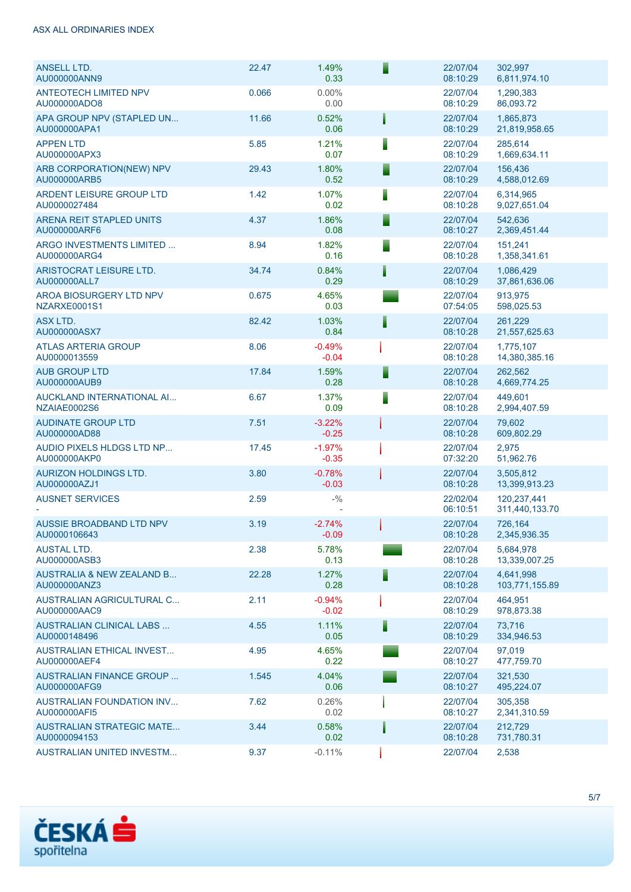ASX ALL ORDINARIES INDEX

| Name | Price | Change | Date/Time | Volume/Turnover |
|---|---|---|---|---|
| ANSELL LTD.<br>AU000000ANN9 | 22.47 | 1.49%<br>0.33 | 22/07/04<br>08:10:29 | 302,997<br>6,811,974.10 |
| ANTEOTECH LIMITED NPV<br>AU000000ADO8 | 0.066 | 0.00%<br>0.00 | 22/07/04<br>08:10:29 | 1,290,383<br>86,093.72 |
| APA GROUP NPV (STAPLED UN...<br>AU000000APA1 | 11.66 | 0.52%<br>0.06 | 22/07/04<br>08:10:29 | 1,865,873<br>21,819,958.65 |
| APPEN LTD<br>AU000000APX3 | 5.85 | 1.21%<br>0.07 | 22/07/04<br>08:10:29 | 285,614<br>1,669,634.11 |
| ARB CORPORATION(NEW) NPV<br>AU000000ARB5 | 29.43 | 1.80%<br>0.52 | 22/07/04<br>08:10:29 | 156,436<br>4,588,012.69 |
| ARDENT LEISURE GROUP LTD<br>AU0000027484 | 1.42 | 1.07%<br>0.02 | 22/07/04<br>08:10:28 | 6,314,965<br>9,027,651.04 |
| ARENA REIT STAPLED UNITS<br>AU000000ARF6 | 4.37 | 1.86%<br>0.08 | 22/07/04<br>08:10:27 | 542,636<br>2,369,451.44 |
| ARGO INVESTMENTS LIMITED ...<br>AU000000ARG4 | 8.94 | 1.82%<br>0.16 | 22/07/04<br>08:10:28 | 151,241<br>1,358,341.61 |
| ARISTOCRAT LEISURE LTD.<br>AU000000ALL7 | 34.74 | 0.84%<br>0.29 | 22/07/04<br>08:10:29 | 1,086,429<br>37,861,636.06 |
| AROA BIOSURGERY LTD NPV<br>NZARXE0001S1 | 0.675 | 4.65%<br>0.03 | 22/07/04<br>07:54:05 | 913,975<br>598,025.53 |
| ASX LTD.<br>AU000000ASX7 | 82.42 | 1.03%<br>0.84 | 22/07/04<br>08:10:28 | 261,229<br>21,557,625.63 |
| ATLAS ARTERIA GROUP<br>AU0000013559 | 8.06 | -0.49%<br>-0.04 | 22/07/04<br>08:10:28 | 1,775,107<br>14,380,385.16 |
| AUB GROUP LTD<br>AU000000AUB9 | 17.84 | 1.59%<br>0.28 | 22/07/04<br>08:10:28 | 262,562<br>4,669,774.25 |
| AUCKLAND INTERNATIONAL AI...<br>NZAIAE0002S6 | 6.67 | 1.37%<br>0.09 | 22/07/04<br>08:10:28 | 449,601<br>2,994,407.59 |
| AUDINATE GROUP LTD<br>AU000000AD88 | 7.51 | -3.22%<br>-0.25 | 22/07/04<br>08:10:28 | 79,602<br>609,802.29 |
| AUDIO PIXELS HLDGS LTD NP...<br>AU000000AKP0 | 17.45 | -1.97%<br>-0.35 | 22/07/04<br>07:32:20 | 2,975<br>51,962.76 |
| AURIZON HOLDINGS LTD.<br>AU000000AZJ1 | 3.80 | -0.78%<br>-0.03 | 22/07/04<br>08:10:28 | 3,505,812<br>13,399,913.23 |
| AUSNET SERVICES<br>- | 2.59 | -%<br>- | 22/02/04<br>06:10:51 | 120,237,441<br>311,440,133.70 |
| AUSSIE BROADBAND LTD NPV<br>AU0000106643 | 3.19 | -2.74%<br>-0.09 | 22/07/04<br>08:10:28 | 726,164<br>2,345,936.35 |
| AUSTAL LTD.<br>AU000000ASB3 | 2.38 | 5.78%<br>0.13 | 22/07/04<br>08:10:28 | 5,684,978<br>13,339,007.25 |
| AUSTRALIA & NEW ZEALAND B...<br>AU000000ANZ3 | 22.28 | 1.27%<br>0.28 | 22/07/04<br>08:10:28 | 4,641,998<br>103,771,155.89 |
| AUSTRALIAN AGRICULTURAL C...<br>AU000000AAC9 | 2.11 | -0.94%<br>-0.02 | 22/07/04<br>08:10:29 | 464,951<br>978,873.38 |
| AUSTRALIAN CLINICAL LABS ...<br>AU0000148496 | 4.55 | 1.11%<br>0.05 | 22/07/04<br>08:10:29 | 73,716<br>334,946.53 |
| AUSTRALIAN ETHICAL INVEST...<br>AU000000AEF4 | 4.95 | 4.65%<br>0.22 | 22/07/04<br>08:10:27 | 97,019<br>477,759.70 |
| AUSTRALIAN FINANCE GROUP ...<br>AU000000AFG9 | 1.545 | 4.04%<br>0.06 | 22/07/04<br>08:10:27 | 321,530<br>495,224.07 |
| AUSTRALIAN FOUNDATION INV...<br>AU000000AFI5 | 7.62 | 0.26%<br>0.02 | 22/07/04<br>08:10:27 | 305,358<br>2,341,310.59 |
| AUSTRALIAN STRATEGIC MATE...<br>AU0000094153 | 3.44 | 0.58%<br>0.02 | 22/07/04<br>08:10:28 | 212,729<br>731,780.31 |
| AUSTRALIAN UNITED INVESTM... | 9.37 | -0.11% | 22/07/04 | 2,538 |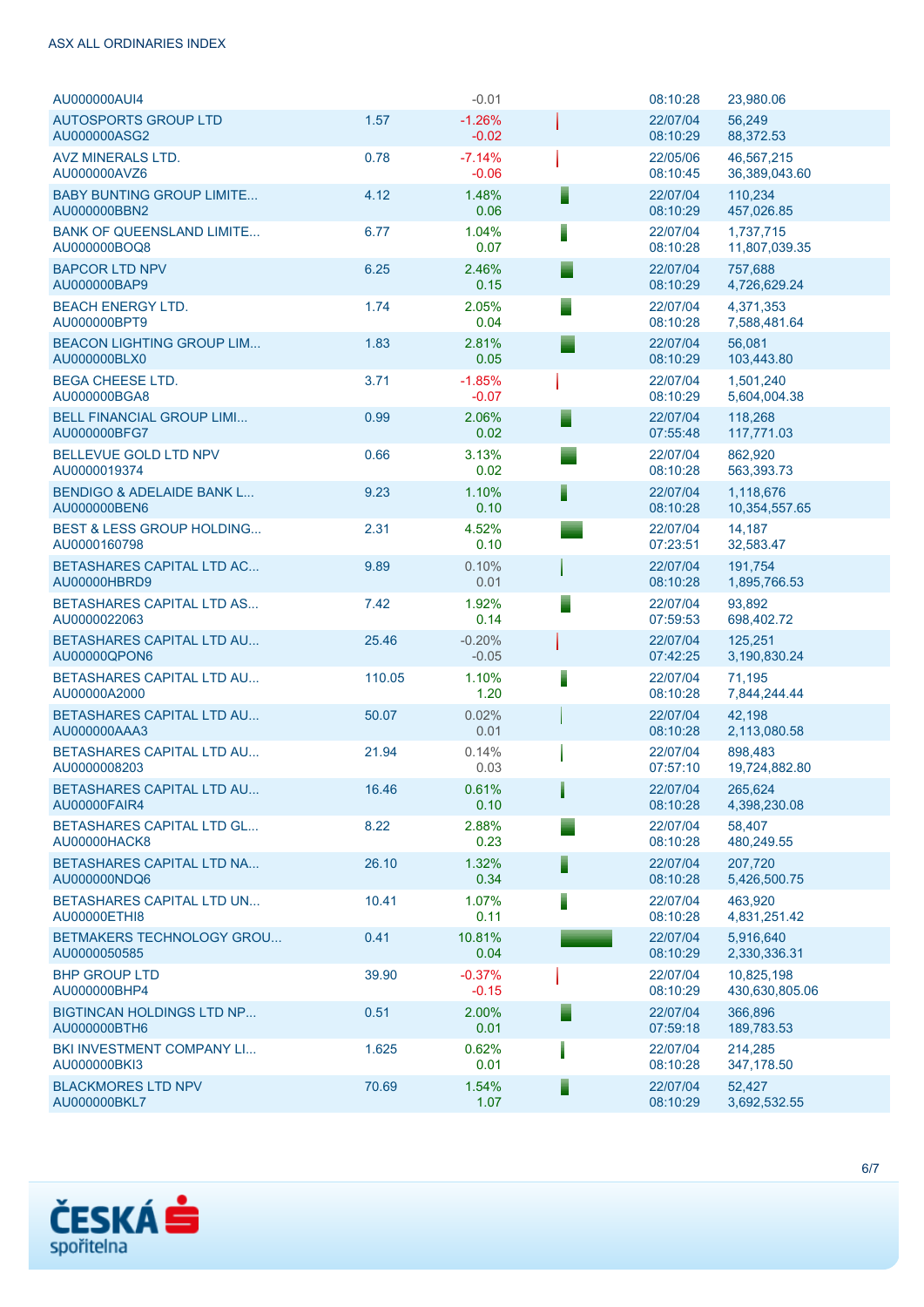| | | | | | |
|---|---|---|---|---|---|
| AU000000AUI4 | | -0.01 | | 08:10:28 | 23,980.06 |
| AUTOSPORTS GROUP LTD AU000000ASG2 | 1.57 | -1.26% -0.02 | | 22/07/04 08:10:29 | 56,249 88,372.53 |
| AVZ MINERALS LTD. AU000000AVZ6 | 0.78 | -7.14% -0.06 | | 22/05/06 08:10:45 | 46,567,215 36,389,043.60 |
| BABY BUNTING GROUP LIMITE... AU000000BBN2 | 4.12 | 1.48% 0.06 | | 22/07/04 08:10:29 | 110,234 457,026.85 |
| BANK OF QUEENSLAND LIMITE... AU000000BOQ8 | 6.77 | 1.04% 0.07 | | 22/07/04 08:10:28 | 1,737,715 11,807,039.35 |
| BAPCOR LTD NPV AU000000BAP9 | 6.25 | 2.46% 0.15 | | 22/07/04 08:10:29 | 757,688 4,726,629.24 |
| BEACH ENERGY LTD. AU000000BPT9 | 1.74 | 2.05% 0.04 | | 22/07/04 08:10:28 | 4,371,353 7,588,481.64 |
| BEACON LIGHTING GROUP LIM... AU000000BLX0 | 1.83 | 2.81% 0.05 | | 22/07/04 08:10:29 | 56,081 103,443.80 |
| BEGA CHEESE LTD. AU000000BGA8 | 3.71 | -1.85% -0.07 | | 22/07/04 08:10:29 | 1,501,240 5,604,004.38 |
| BELL FINANCIAL GROUP LIMI... AU000000BFG7 | 0.99 | 2.06% 0.02 | | 22/07/04 07:55:48 | 118,268 117,771.03 |
| BELLEVUE GOLD LTD NPV AU0000019374 | 0.66 | 3.13% 0.02 | | 22/07/04 08:10:28 | 862,920 563,393.73 |
| BENDIGO & ADELAIDE BANK L... AU000000BEN6 | 9.23 | 1.10% 0.10 | | 22/07/04 08:10:28 | 1,118,676 10,354,557.65 |
| BEST & LESS GROUP HOLDING... AU0000160798 | 2.31 | 4.52% 0.10 | | 22/07/04 07:23:51 | 14,187 32,583.47 |
| BETASHARES CAPITAL LTD AC... AU00000HBRD9 | 9.89 | 0.10% 0.01 | | 22/07/04 08:10:28 | 191,754 1,895,766.53 |
| BETASHARES CAPITAL LTD AS... AU0000022063 | 7.42 | 1.92% 0.14 | | 22/07/04 07:59:53 | 93,892 698,402.72 |
| BETASHARES CAPITAL LTD AU... AU00000QPON6 | 25.46 | -0.20% -0.05 | | 22/07/04 07:42:25 | 125,251 3,190,830.24 |
| BETASHARES CAPITAL LTD AU... AU00000A2000 | 110.05 | 1.10% 1.20 | | 22/07/04 08:10:28 | 71,195 7,844,244.44 |
| BETASHARES CAPITAL LTD AU... AU000000AAA3 | 50.07 | 0.02% 0.01 | | 22/07/04 08:10:28 | 42,198 2,113,080.58 |
| BETASHARES CAPITAL LTD AU... AU0000008203 | 21.94 | 0.14% 0.03 | | 22/07/04 07:57:10 | 898,483 19,724,882.80 |
| BETASHARES CAPITAL LTD AU... AU00000FAIR4 | 16.46 | 0.61% 0.10 | | 22/07/04 08:10:28 | 265,624 4,398,230.08 |
| BETASHARES CAPITAL LTD GL... AU00000HACK8 | 8.22 | 2.88% 0.23 | | 22/07/04 08:10:28 | 58,407 480,249.55 |
| BETASHARES CAPITAL LTD NA... AU000000NDQ6 | 26.10 | 1.32% 0.34 | | 22/07/04 08:10:28 | 207,720 5,426,500.75 |
| BETASHARES CAPITAL LTD UN... AU00000ETHI8 | 10.41 | 1.07% 0.11 | | 22/07/04 08:10:28 | 463,920 4,831,251.42 |
| BETMAKERS TECHNOLOGY GROU... AU0000050585 | 0.41 | 10.81% 0.04 | | 22/07/04 08:10:29 | 5,916,640 2,330,336.31 |
| BHP GROUP LTD AU000000BHP4 | 39.90 | -0.37% -0.15 | | 22/07/04 08:10:29 | 10,825,198 430,630,805.06 |
| BIGTINCAN HOLDINGS LTD NP... AU000000BTH6 | 0.51 | 2.00% 0.01 | | 22/07/04 07:59:18 | 366,896 189,783.53 |
| BKI INVESTMENT COMPANY LI... AU000000BKI3 | 1.625 | 0.62% 0.01 | | 22/07/04 08:10:28 | 214,285 347,178.50 |
| BLACKMORES LTD NPV AU000000BKL7 | 70.69 | 1.54% 1.07 | | 22/07/04 08:10:29 | 52,427 3,692,532.55 |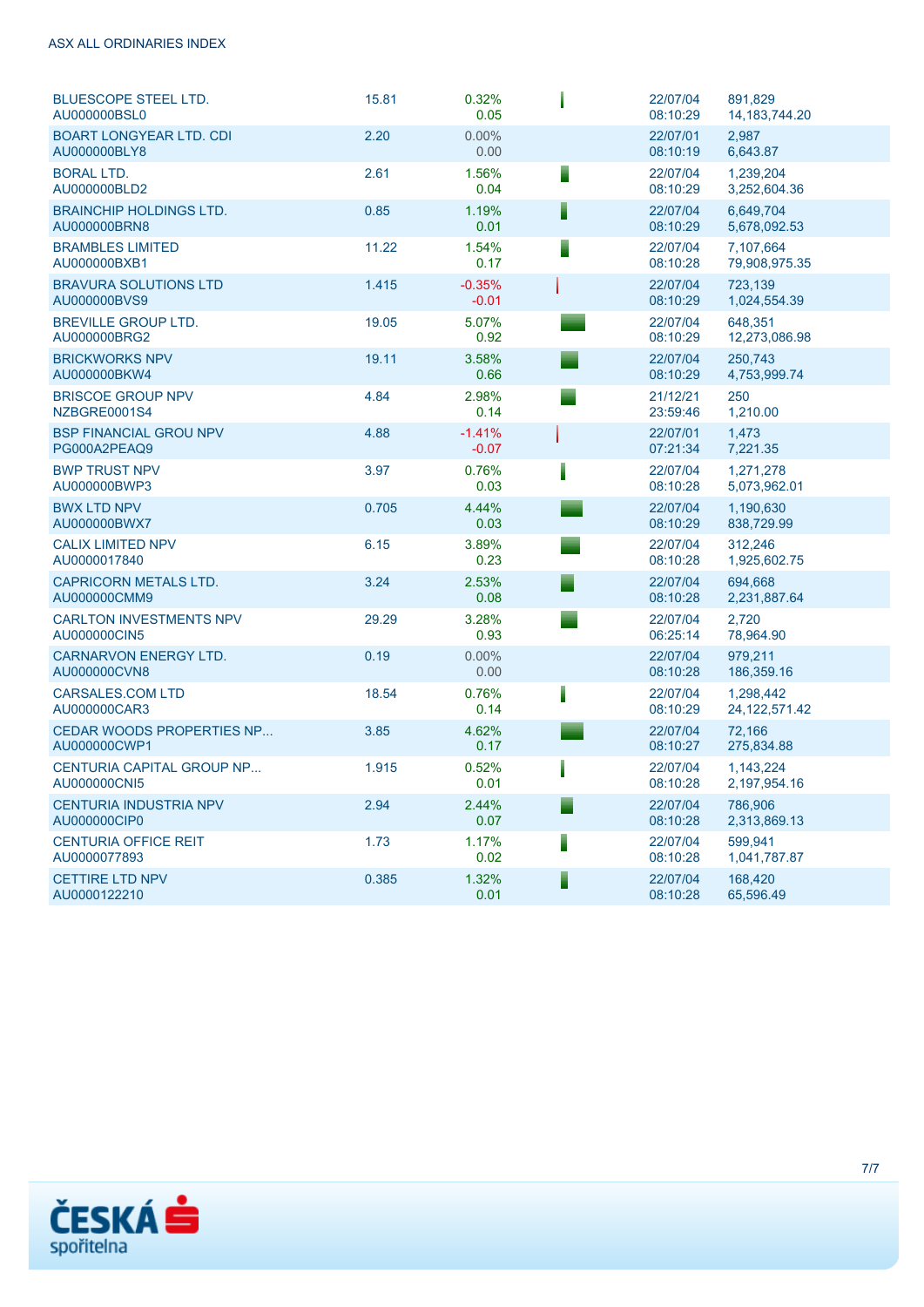ASX ALL ORDINARIES INDEX

| | | | | | |
|---|---|---|---|---|---|
| BLUESCOPE STEEL LTD.<br>AU000000BSL0 | 15.81 | 0.32%<br>0.05 | | 22/07/04<br>08:10:29 | 891,829<br>14,183,744.20 |
| BOART LONGYEAR LTD. CDI<br>AU000000BLY8 | 2.20 | 0.00%<br>0.00 | | 22/07/01<br>08:10:19 | 2,987<br>6,643.87 |
| BORAL LTD.<br>AU000000BLD2 | 2.61 | 1.56%<br>0.04 | | 22/07/04<br>08:10:29 | 1,239,204<br>3,252,604.36 |
| BRAINCHIP HOLDINGS LTD.<br>AU000000BRN8 | 0.85 | 1.19%<br>0.01 | | 22/07/04<br>08:10:29 | 6,649,704<br>5,678,092.53 |
| BRAMBLES LIMITED<br>AU000000BXB1 | 11.22 | 1.54%<br>0.17 | | 22/07/04<br>08:10:28 | 7,107,664<br>79,908,975.35 |
| BRAVURA SOLUTIONS LTD<br>AU000000BVS9 | 1.415 | -0.35%<br>-0.01 | | 22/07/04<br>08:10:29 | 723,139<br>1,024,554.39 |
| BREVILLE GROUP LTD.<br>AU000000BRG2 | 19.05 | 5.07%<br>0.92 | | 22/07/04<br>08:10:29 | 648,351<br>12,273,086.98 |
| BRICKWORKS NPV<br>AU000000BKW4 | 19.11 | 3.58%<br>0.66 | | 22/07/04<br>08:10:29 | 250,743<br>4,753,999.74 |
| BRISCOE GROUP NPV<br>NZBGRE0001S4 | 4.84 | 2.98%<br>0.14 | | 21/12/21<br>23:59:46 | 250<br>1,210.00 |
| BSP FINANCIAL GROU NPV<br>PG000A2PEAQ9 | 4.88 | -1.41%<br>-0.07 | | 22/07/01<br>07:21:34 | 1,473<br>7,221.35 |
| BWP TRUST NPV<br>AU000000BWP3 | 3.97 | 0.76%<br>0.03 | | 22/07/04<br>08:10:28 | 1,271,278<br>5,073,962.01 |
| BWX LTD NPV<br>AU000000BWX7 | 0.705 | 4.44%<br>0.03 | | 22/07/04<br>08:10:29 | 1,190,630<br>838,729.99 |
| CALIX LIMITED NPV<br>AU0000017840 | 6.15 | 3.89%<br>0.23 | | 22/07/04<br>08:10:28 | 312,246<br>1,925,602.75 |
| CAPRICORN METALS LTD.<br>AU000000CMM9 | 3.24 | 2.53%<br>0.08 | | 22/07/04<br>08:10:28 | 694,668<br>2,231,887.64 |
| CARLTON INVESTMENTS NPV<br>AU000000CIN5 | 29.29 | 3.28%<br>0.93 | | 22/07/04<br>06:25:14 | 2,720<br>78,964.90 |
| CARNARVON ENERGY LTD.<br>AU000000CVN8 | 0.19 | 0.00%<br>0.00 | | 22/07/04<br>08:10:28 | 979,211<br>186,359.16 |
| CARSALES.COM LTD<br>AU000000CAR3 | 18.54 | 0.76%<br>0.14 | | 22/07/04<br>08:10:29 | 1,298,442<br>24,122,571.42 |
| CEDAR WOODS PROPERTIES NP...<br>AU000000CWP1 | 3.85 | 4.62%<br>0.17 | | 22/07/04<br>08:10:27 | 72,166<br>275,834.88 |
| CENTURIA CAPITAL GROUP NP...<br>AU000000CNI5 | 1.915 | 0.52%<br>0.01 | | 22/07/04<br>08:10:28 | 1,143,224<br>2,197,954.16 |
| CENTURIA INDUSTRIA NPV<br>AU000000CIP0 | 2.94 | 2.44%<br>0.07 | | 22/07/04<br>08:10:28 | 786,906<br>2,313,869.13 |
| CENTURIA OFFICE REIT<br>AU0000077893 | 1.73 | 1.17%<br>0.02 | | 22/07/04<br>08:10:28 | 599,941<br>1,041,787.87 |
| CETTIRE LTD NPV<br>AU0000122210 | 0.385 | 1.32%<br>0.01 | | 22/07/04<br>08:10:28 | 168,420<br>65,596.49 |